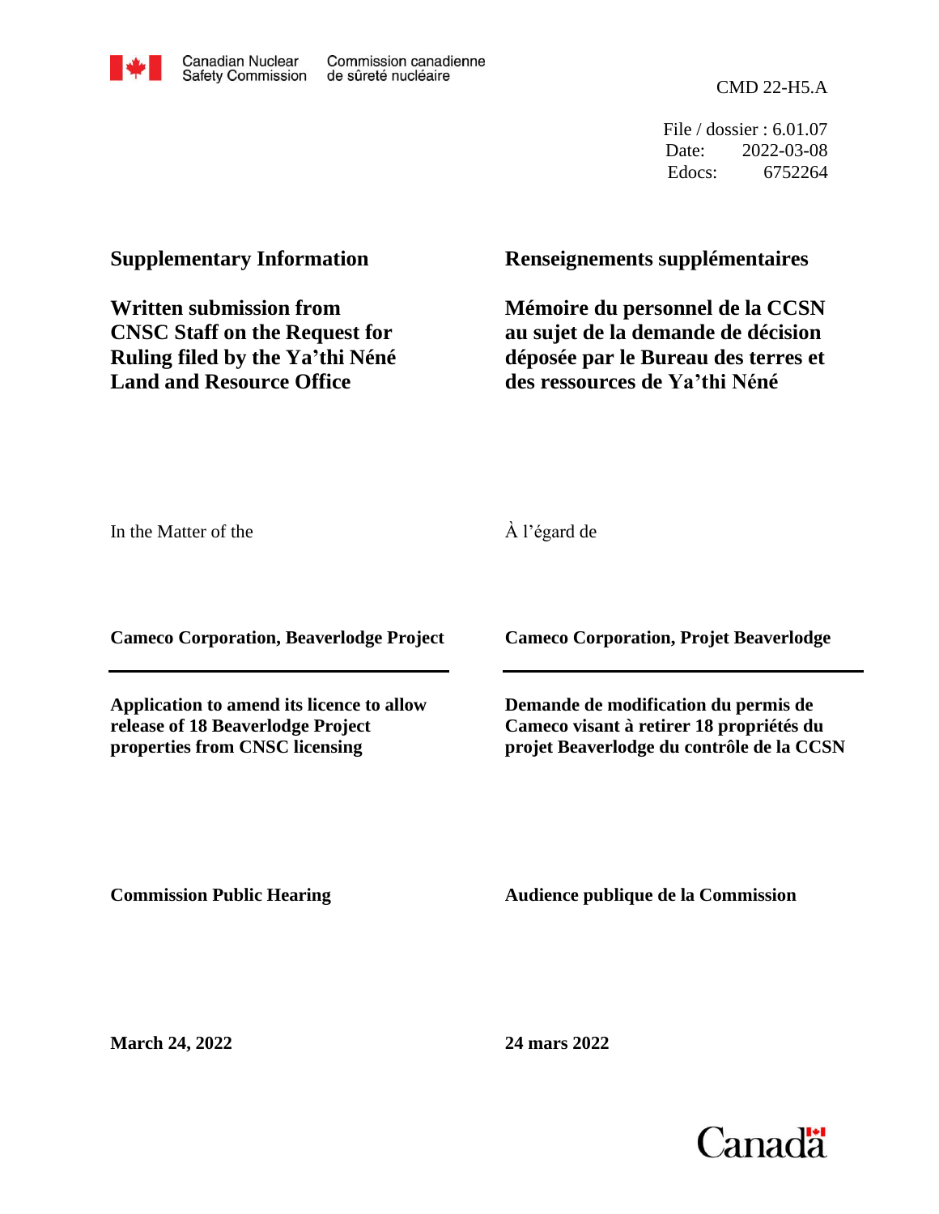Canadian Nuclear Safety Commission | Commission canadienne de sûreté nucléaire

CMD 22-H5.A

File / dossier : 6.01.07
Date: 2022-03-08
Edocs: 6752264

## Supplementary Information

## Written submission from CNSC Staff on the Request for Ruling filed by the Ya'thi Néné Land and Resource Office

## Renseignements supplémentaires

## Mémoire du personnel de la CCSN au sujet de la demande de décision déposée par le Bureau des terres et des ressources de Ya'thi Néné

In the Matter of the

À l'égard de

**Cameco Corporation, Beaverlodge Project**

**Cameco Corporation, Projet Beaverlodge**

**Application to amend its licence to allow release of 18 Beaverlodge Project properties from CNSC licensing**

**Demande de modification du permis de Cameco visant à retirer 18 propriétés du projet Beaverlodge du contrôle de la CCSN**

**Commission Public Hearing**

**Audience publique de la Commission**

**March 24, 2022**

**24 mars 2022**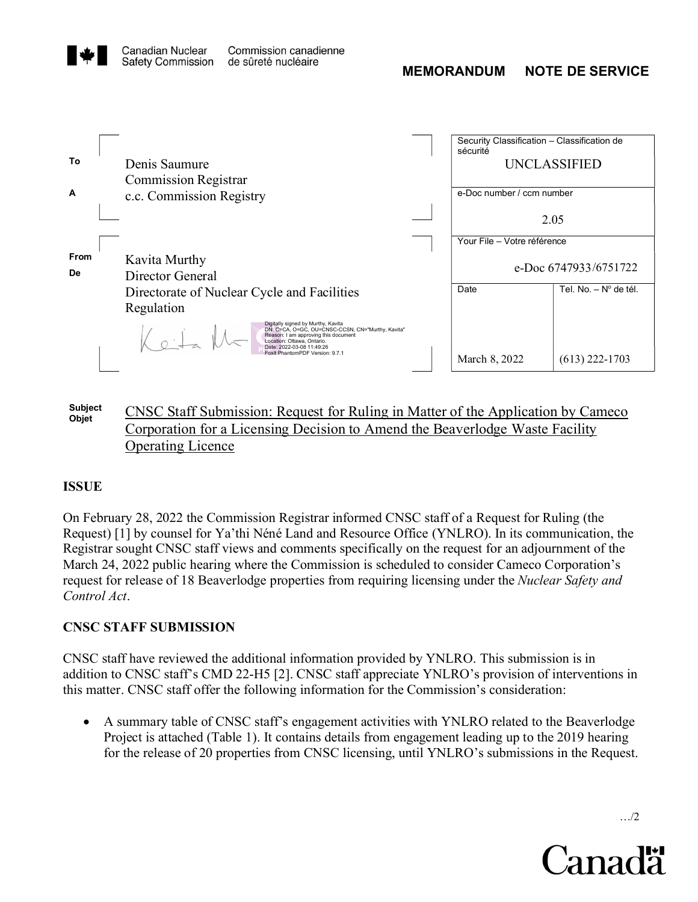Canadian Nuclear Safety Commission | Commission canadienne de sûreté nucléaire

**MEMORANDUM NOTE DE SERVICE**

| | | Security Classification – Classification de sécurité | |
|---|---|---|---|
| **To** / **A** | Denis Saumure<br>Commission Registrar<br>c.c. Commission Registry | UNCLASSIFIED | |
| | | e-Doc number / ccm number | |
| | | 2.05 | |
| **From** / **De** | Kavita Murthy<br>Director General<br>Directorate of Nuclear Cycle and Facilities Regulation | Your File – Votre référence | |
| | | e-Doc 6747933/6751722 | |
| | | Date | Tel. No. – N° de tél. |
| | | March 8, 2022 | (613) 222-1703 |

Digitally signed by Murthy, Kavita
DN: C=CA, O=GC, OU=CNSC-CCSN, CN="Murthy, Kavita"
Reason: I am approving this document
Location: Ottawa, Ontario.
Date: 2022-03-08 11:49:26
Foxit PhantomPDF Version: 9.7.1

**Subject / Objet:** CNSC Staff Submission: Request for Ruling in Matter of the Application by Cameco Corporation for a Licensing Decision to Amend the Beaverlodge Waste Facility Operating Licence

## ISSUE

On February 28, 2022 the Commission Registrar informed CNSC staff of a Request for Ruling (the Request) [1] by counsel for Ya'thi Néné Land and Resource Office (YNLRO). In its communication, the Registrar sought CNSC staff views and comments specifically on the request for an adjournment of the March 24, 2022 public hearing where the Commission is scheduled to consider Cameco Corporation's request for release of 18 Beaverlodge properties from requiring licensing under the *Nuclear Safety and Control Act*.

## CNSC STAFF SUBMISSION

CNSC staff have reviewed the additional information provided by YNLRO. This submission is in addition to CNSC staff's CMD 22-H5 [2]. CNSC staff appreciate YNLRO's provision of interventions in this matter. CNSC staff offer the following information for the Commission's consideration:

- A summary table of CNSC staff's engagement activities with YNLRO related to the Beaverlodge Project is attached (Table 1). It contains details from engagement leading up to the 2019 hearing for the release of 20 properties from CNSC licensing, until YNLRO's submissions in the Request.

…/2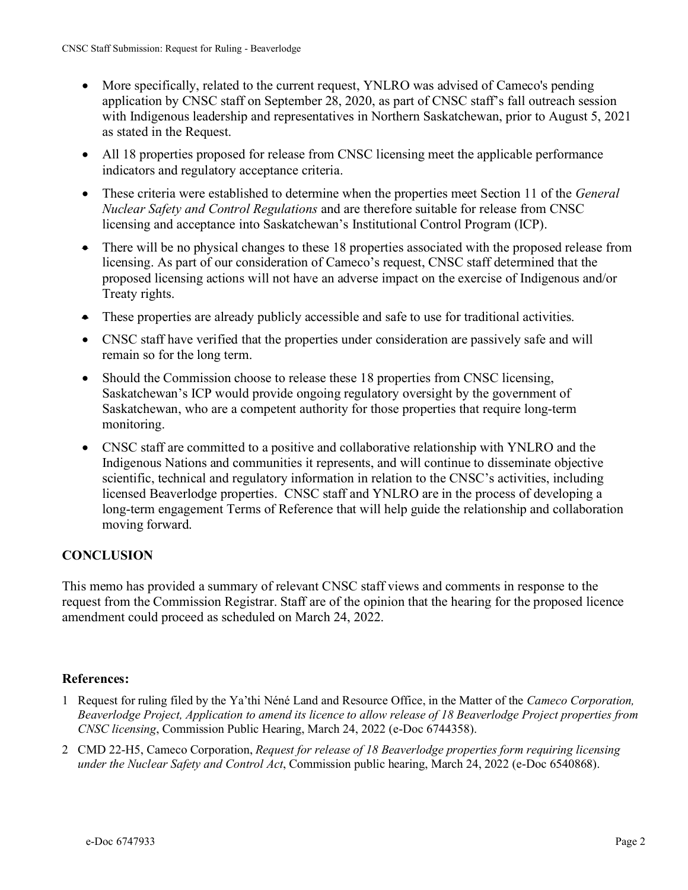- More specifically, related to the current request, YNLRO was advised of Cameco's pending application by CNSC staff on September 28, 2020, as part of CNSC staff's fall outreach session with Indigenous leadership and representatives in Northern Saskatchewan, prior to August 5, 2021 as stated in the Request.
- All 18 properties proposed for release from CNSC licensing meet the applicable performance indicators and regulatory acceptance criteria.
- These criteria were established to determine when the properties meet Section 11 of the *General Nuclear Safety and Control Regulations* and are therefore suitable for release from CNSC licensing and acceptance into Saskatchewan's Institutional Control Program (ICP).
- There will be no physical changes to these 18 properties associated with the proposed release from licensing. As part of our consideration of Cameco's request, CNSC staff determined that the proposed licensing actions will not have an adverse impact on the exercise of Indigenous and/or Treaty rights.
- These properties are already publicly accessible and safe to use for traditional activities.
- CNSC staff have verified that the properties under consideration are passively safe and will remain so for the long term.
- Should the Commission choose to release these 18 properties from CNSC licensing, Saskatchewan's ICP would provide ongoing regulatory oversight by the government of Saskatchewan, who are a competent authority for those properties that require long-term monitoring.
- CNSC staff are committed to a positive and collaborative relationship with YNLRO and the Indigenous Nations and communities it represents, and will continue to disseminate objective scientific, technical and regulatory information in relation to the CNSC's activities, including licensed Beaverlodge properties. CNSC staff and YNLRO are in the process of developing a long-term engagement Terms of Reference that will help guide the relationship and collaboration moving forward.

## CONCLUSION

This memo has provided a summary of relevant CNSC staff views and comments in response to the request from the Commission Registrar. Staff are of the opinion that the hearing for the proposed licence amendment could proceed as scheduled on March 24, 2022.

### References:

1. Request for ruling filed by the Ya'thi Néné Land and Resource Office, in the Matter of the *Cameco Corporation, Beaverlodge Project, Application to amend its licence to allow release of 18 Beaverlodge Project properties from CNSC licensing*, Commission Public Hearing, March 24, 2022 (e-Doc 6744358).
2. CMD 22-H5, Cameco Corporation, *Request for release of 18 Beaverlodge properties form requiring licensing under the Nuclear Safety and Control Act*, Commission public hearing, March 24, 2022 (e-Doc 6540868).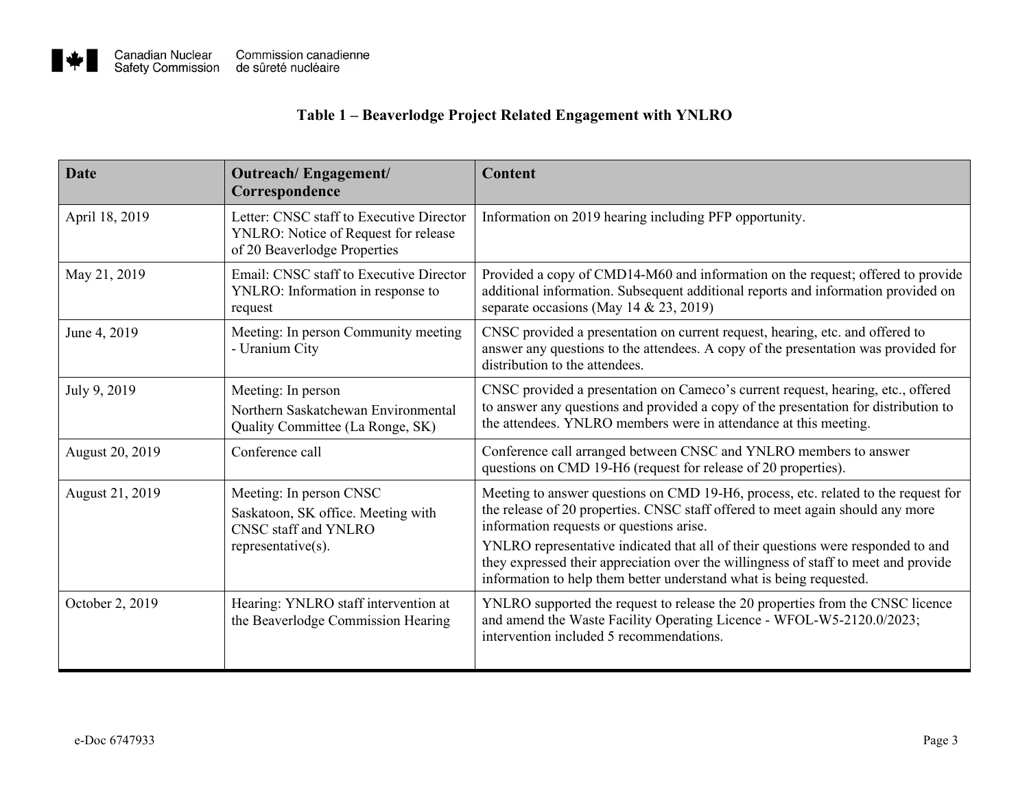### Table 1 – Beaverlodge Project Related Engagement with YNLRO

| Date | Outreach/ Engagement/ Correspondence | Content |
|---|---|---|
| April 18, 2019 | Letter: CNSC staff to Executive Director YNLRO: Notice of Request for release of 20 Beaverlodge Properties | Information on 2019 hearing including PFP opportunity. |
| May 21, 2019 | Email: CNSC staff to Executive Director YNLRO: Information in response to request | Provided a copy of CMD14-M60 and information on the request; offered to provide additional information. Subsequent additional reports and information provided on separate occasions (May 14 & 23, 2019) |
| June 4, 2019 | Meeting: In person Community meeting - Uranium City | CNSC provided a presentation on current request, hearing, etc. and offered to answer any questions to the attendees. A copy of the presentation was provided for distribution to the attendees. |
| July 9, 2019 | Meeting: In person<br>Northern Saskatchewan Environmental Quality Committee (La Ronge, SK) | CNSC provided a presentation on Cameco's current request, hearing, etc., offered to answer any questions and provided a copy of the presentation for distribution to the attendees. YNLRO members were in attendance at this meeting. |
| August 20, 2019 | Conference call | Conference call arranged between CNSC and YNLRO members to answer questions on CMD 19-H6 (request for release of 20 properties). |
| August 21, 2019 | Meeting: In person CNSC Saskatoon, SK office. Meeting with CNSC staff and YNLRO representative(s). | Meeting to answer questions on CMD 19-H6, process, etc. related to the request for the release of 20 properties. CNSC staff offered to meet again should any more information requests or questions arise.<br>YNLRO representative indicated that all of their questions were responded to and they expressed their appreciation over the willingness of staff to meet and provide information to help them better understand what is being requested. |
| October 2, 2019 | Hearing: YNLRO staff intervention at the Beaverlodge Commission Hearing | YNLRO supported the request to release the 20 properties from the CNSC licence and amend the Waste Facility Operating Licence - WFOL-W5-2120.0/2023; intervention included 5 recommendations. |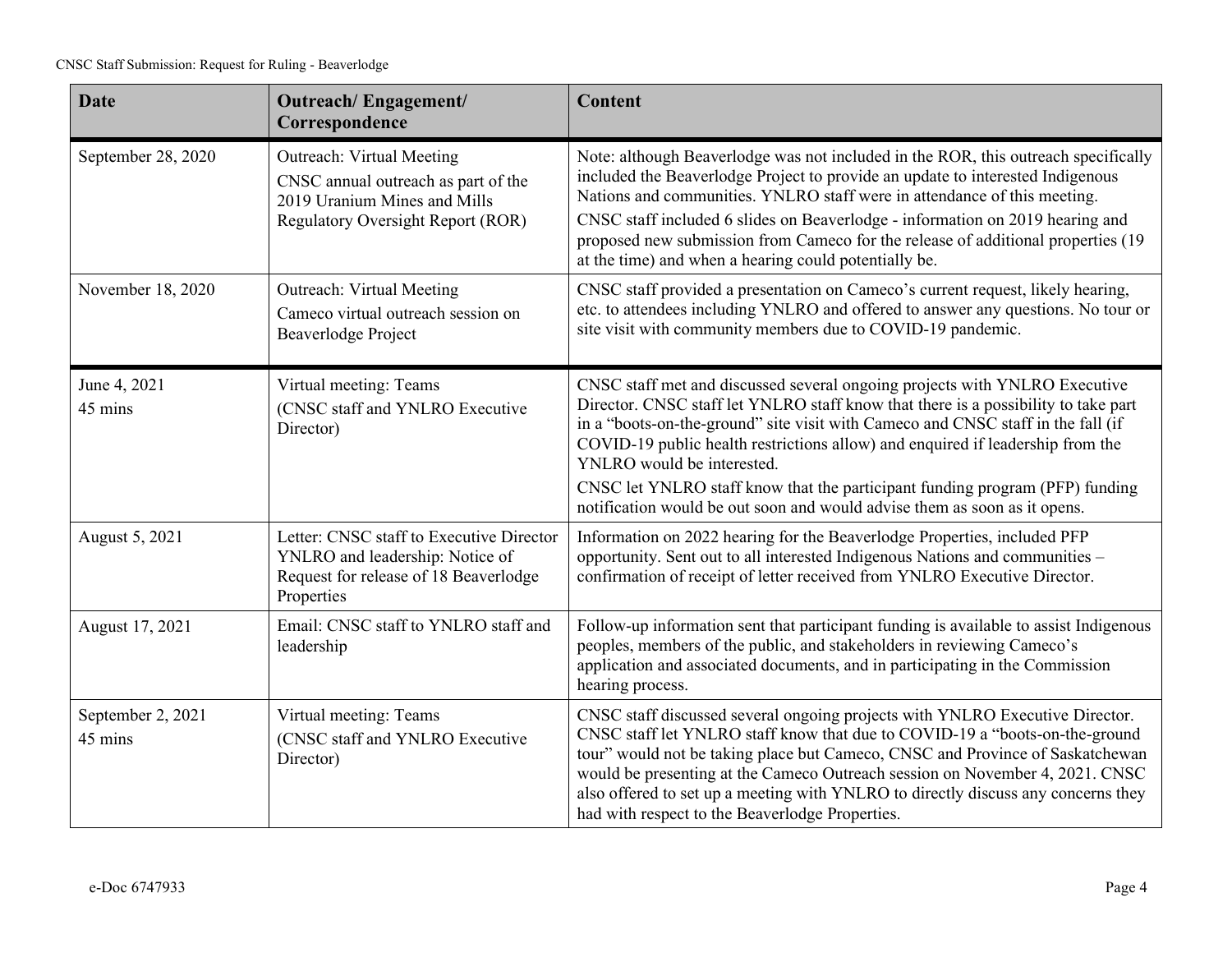| Date | Outreach/ Engagement/ Correspondence | Content |
|---|---|---|
| September 28, 2020 | Outreach: Virtual Meeting<br>CNSC annual outreach as part of the 2019 Uranium Mines and Mills Regulatory Oversight Report (ROR) | Note: although Beaverlodge was not included in the ROR, this outreach specifically included the Beaverlodge Project to provide an update to interested Indigenous Nations and communities. YNLRO staff were in attendance of this meeting.<br>CNSC staff included 6 slides on Beaverlodge - information on 2019 hearing and proposed new submission from Cameco for the release of additional properties (19 at the time) and when a hearing could potentially be. |
| November 18, 2020 | Outreach: Virtual Meeting<br>Cameco virtual outreach session on Beaverlodge Project | CNSC staff provided a presentation on Cameco's current request, likely hearing, etc. to attendees including YNLRO and offered to answer any questions. No tour or site visit with community members due to COVID-19 pandemic. |
| June 4, 2021<br>45 mins | Virtual meeting: Teams<br>(CNSC staff and YNLRO Executive Director) | CNSC staff met and discussed several ongoing projects with YNLRO Executive Director. CNSC staff let YNLRO staff know that there is a possibility to take part in a "boots-on-the-ground" site visit with Cameco and CNSC staff in the fall (if COVID-19 public health restrictions allow) and enquired if leadership from the YNLRO would be interested.<br>CNSC let YNLRO staff know that the participant funding program (PFP) funding notification would be out soon and would advise them as soon as it opens. |
| August 5, 2021 | Letter: CNSC staff to Executive Director YNLRO and leadership: Notice of Request for release of 18 Beaverlodge Properties | Information on 2022 hearing for the Beaverlodge Properties, included PFP opportunity. Sent out to all interested Indigenous Nations and communities – confirmation of receipt of letter received from YNLRO Executive Director. |
| August 17, 2021 | Email: CNSC staff to YNLRO staff and leadership | Follow-up information sent that participant funding is available to assist Indigenous peoples, members of the public, and stakeholders in reviewing Cameco's application and associated documents, and in participating in the Commission hearing process. |
| September 2, 2021<br>45 mins | Virtual meeting: Teams<br>(CNSC staff and YNLRO Executive Director) | CNSC staff discussed several ongoing projects with YNLRO Executive Director. CNSC staff let YNLRO staff know that due to COVID-19 a "boots-on-the-ground tour" would not be taking place but Cameco, CNSC and Province of Saskatchewan would be presenting at the Cameco Outreach session on November 4, 2021. CNSC also offered to set up a meeting with YNLRO to directly discuss any concerns they had with respect to the Beaverlodge Properties. |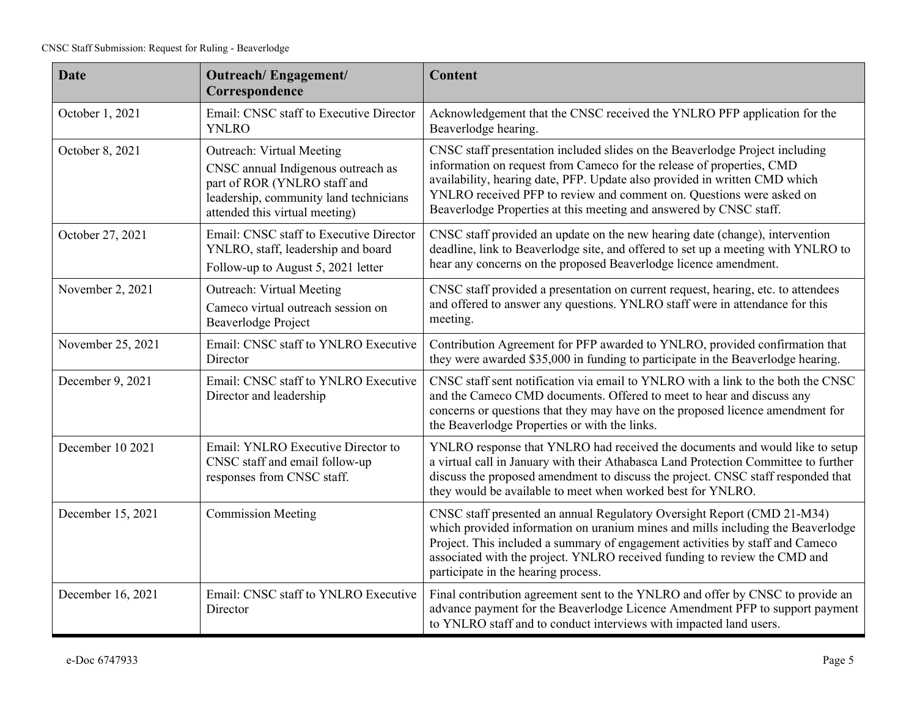| Date | Outreach/ Engagement/ Correspondence | Content |
|---|---|---|
| October 1, 2021 | Email: CNSC staff to Executive Director YNLRO | Acknowledgement that the CNSC received the YNLRO PFP application for the Beaverlodge hearing. |
| October 8, 2021 | Outreach: Virtual Meeting<br>CNSC annual Indigenous outreach as part of ROR (YNLRO staff and leadership, community land technicians attended this virtual meeting) | CNSC staff presentation included slides on the Beaverlodge Project including information on request from Cameco for the release of properties, CMD availability, hearing date, PFP. Update also provided in written CMD which YNLRO received PFP to review and comment on. Questions were asked on Beaverlodge Properties at this meeting and answered by CNSC staff. |
| October 27, 2021 | Email: CNSC staff to Executive Director YNLRO, staff, leadership and board<br>Follow-up to August 5, 2021 letter | CNSC staff provided an update on the new hearing date (change), intervention deadline, link to Beaverlodge site, and offered to set up a meeting with YNLRO to hear any concerns on the proposed Beaverlodge licence amendment. |
| November 2, 2021 | Outreach: Virtual Meeting<br>Cameco virtual outreach session on Beaverlodge Project | CNSC staff provided a presentation on current request, hearing, etc. to attendees and offered to answer any questions. YNLRO staff were in attendance for this meeting. |
| November 25, 2021 | Email: CNSC staff to YNLRO Executive Director | Contribution Agreement for PFP awarded to YNLRO, provided confirmation that they were awarded $35,000 in funding to participate in the Beaverlodge hearing. |
| December 9, 2021 | Email: CNSC staff to YNLRO Executive Director and leadership | CNSC staff sent notification via email to YNLRO with a link to the both the CNSC and the Cameco CMD documents. Offered to meet to hear and discuss any concerns or questions that they may have on the proposed licence amendment for the Beaverlodge Properties or with the links. |
| December 10 2021 | Email: YNLRO Executive Director to CNSC staff and email follow-up responses from CNSC staff. | YNLRO response that YNLRO had received the documents and would like to setup a virtual call in January with their Athabasca Land Protection Committee to further discuss the proposed amendment to discuss the project. CNSC staff responded that they would be available to meet when worked best for YNLRO. |
| December 15, 2021 | Commission Meeting | CNSC staff presented an annual Regulatory Oversight Report (CMD 21-M34) which provided information on uranium mines and mills including the Beaverlodge Project. This included a summary of engagement activities by staff and Cameco associated with the project. YNLRO received funding to review the CMD and participate in the hearing process. |
| December 16, 2021 | Email: CNSC staff to YNLRO Executive Director | Final contribution agreement sent to the YNLRO and offer by CNSC to provide an advance payment for the Beaverlodge Licence Amendment PFP to support payment to YNLRO staff and to conduct interviews with impacted land users. |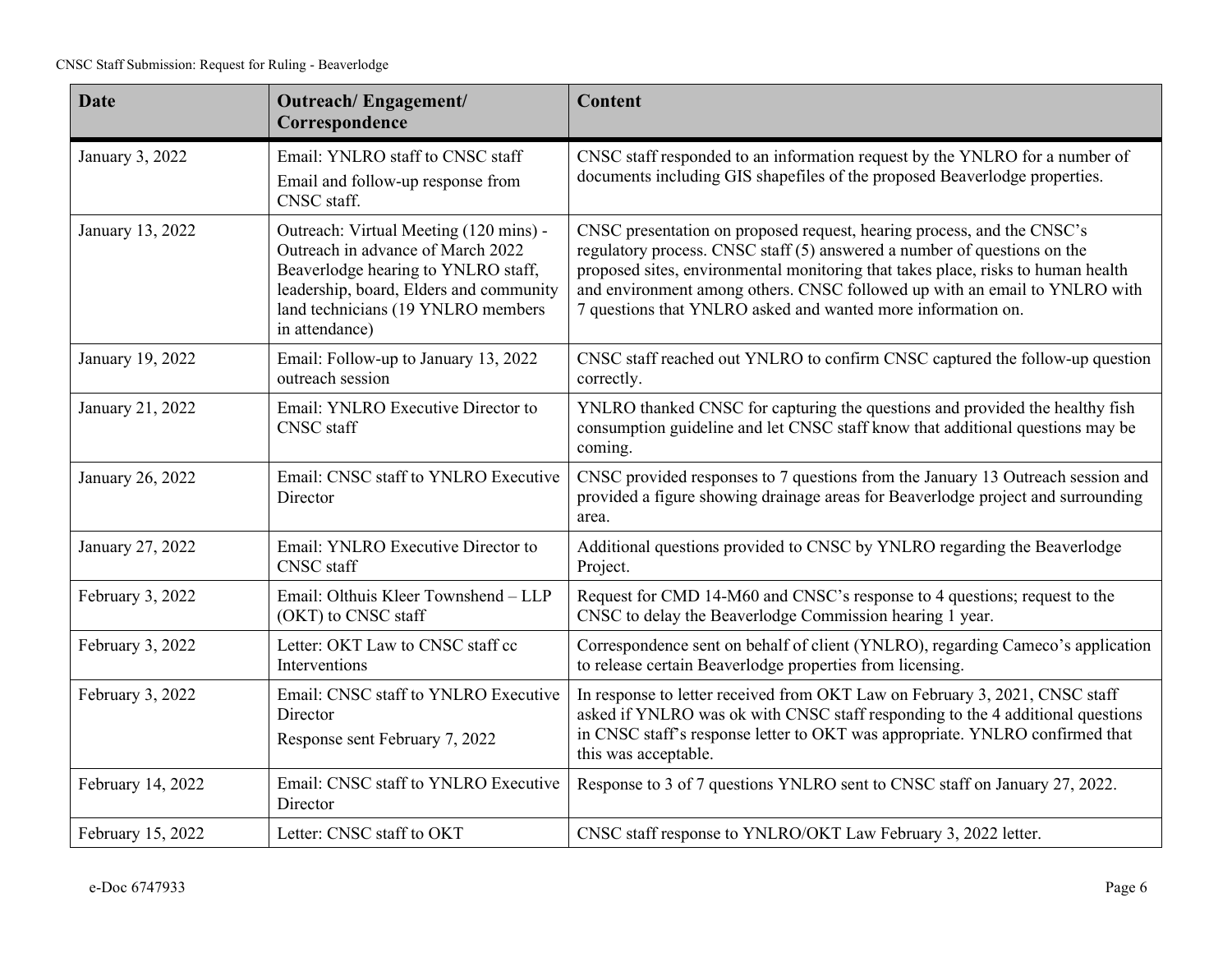| Date | Outreach/ Engagement/ Correspondence | Content |
|---|---|---|
| January 3, 2022 | Email: YNLRO staff to CNSC staff<br>Email and follow-up response from CNSC staff. | CNSC staff responded to an information request by the YNLRO for a number of documents including GIS shapefiles of the proposed Beaverlodge properties. |
| January 13, 2022 | Outreach: Virtual Meeting (120 mins) - Outreach in advance of March 2022 Beaverlodge hearing to YNLRO staff, leadership, board, Elders and community land technicians (19 YNLRO members in attendance) | CNSC presentation on proposed request, hearing process, and the CNSC's regulatory process. CNSC staff (5) answered a number of questions on the proposed sites, environmental monitoring that takes place, risks to human health and environment among others. CNSC followed up with an email to YNLRO with 7 questions that YNLRO asked and wanted more information on. |
| January 19, 2022 | Email: Follow-up to January 13, 2022 outreach session | CNSC staff reached out YNLRO to confirm CNSC captured the follow-up question correctly. |
| January 21, 2022 | Email: YNLRO Executive Director to CNSC staff | YNLRO thanked CNSC for capturing the questions and provided the healthy fish consumption guideline and let CNSC staff know that additional questions may be coming. |
| January 26, 2022 | Email: CNSC staff to YNLRO Executive Director | CNSC provided responses to 7 questions from the January 13 Outreach session and provided a figure showing drainage areas for Beaverlodge project and surrounding area. |
| January 27, 2022 | Email: YNLRO Executive Director to CNSC staff | Additional questions provided to CNSC by YNLRO regarding the Beaverlodge Project. |
| February 3, 2022 | Email: Olthuis Kleer Townshend – LLP (OKT) to CNSC staff | Request for CMD 14-M60 and CNSC's response to 4 questions; request to the CNSC to delay the Beaverlodge Commission hearing 1 year. |
| February 3, 2022 | Letter: OKT Law to CNSC staff cc Interventions | Correspondence sent on behalf of client (YNLRO), regarding Cameco's application to release certain Beaverlodge properties from licensing. |
| February 3, 2022 | Email: CNSC staff to YNLRO Executive Director<br>Response sent February 7, 2022 | In response to letter received from OKT Law on February 3, 2021, CNSC staff asked if YNLRO was ok with CNSC staff responding to the 4 additional questions in CNSC staff's response letter to OKT was appropriate. YNLRO confirmed that this was acceptable. |
| February 14, 2022 | Email: CNSC staff to YNLRO Executive Director | Response to 3 of 7 questions YNLRO sent to CNSC staff on January 27, 2022. |
| February 15, 2022 | Letter: CNSC staff to OKT | CNSC staff response to YNLRO/OKT Law February 3, 2022 letter. |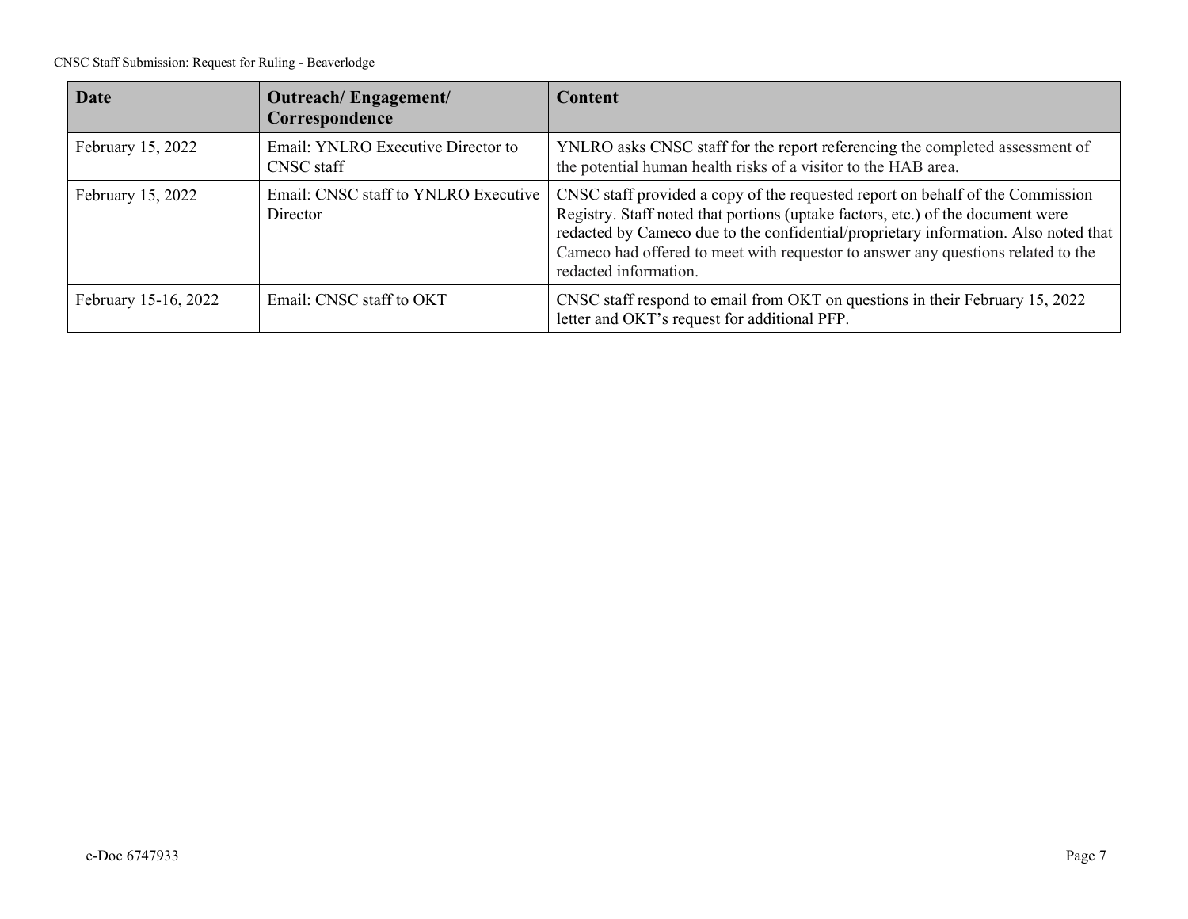| Date | Outreach/ Engagement/ Correspondence | Content |
|---|---|---|
| February 15, 2022 | Email: YNLRO Executive Director to CNSC staff | YNLRO asks CNSC staff for the report referencing the completed assessment of the potential human health risks of a visitor to the HAB area. |
| February 15, 2022 | Email: CNSC staff to YNLRO Executive Director | CNSC staff provided a copy of the requested report on behalf of the Commission Registry. Staff noted that portions (uptake factors, etc.) of the document were redacted by Cameco due to the confidential/proprietary information. Also noted that Cameco had offered to meet with requestor to answer any questions related to the redacted information. |
| February 15-16, 2022 | Email: CNSC staff to OKT | CNSC staff respond to email from OKT on questions in their February 15, 2022 letter and OKT's request for additional PFP. |